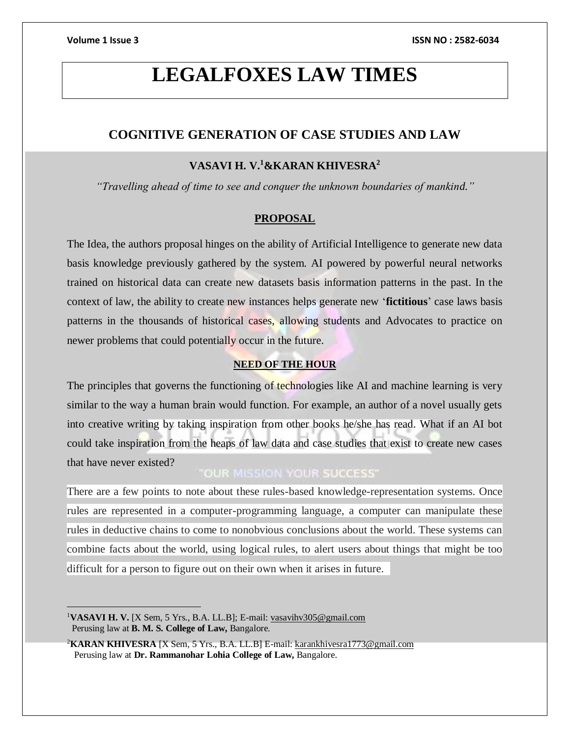# LEGALFOXES LAW TIMES

## COGNITIVE GENERATION OF CASE STUDIES AND LAW

### VASAVI H. V.[1]&KARAN KHIVESRA[2]

*"Travelling ahead of time to see and conquer the unknown boundaries of mankind."*

### PROPOSAL

The Idea, the authors proposal hinges on the ability of Artificial Intelligence to generate new data basis knowledge previously gathered by the system. AI powered by powerful neural networks trained on historical data can create new datasets basis information patterns in the past. In the context of law, the ability to create new instances helps generate new '**fictitious**' case laws basis patterns in the thousands of historical cases, allowing students and Advocates to practice on newer problems that could potentially occur in the future.

### NEED OF THE HOUR

The principles that governs the functioning of technologies like AI and machine learning is very similar to the way a human brain would function. For example, an author of a novel usually gets into creative writing by taking inspiration from other books he/she has read. What if an AI bot could take inspiration from the heaps of law data and case studies that exist to create new cases that have never existed?

There are a few points to note about these rules-based knowledge-representation systems. Once rules are represented in a computer-programming language, a computer can manipulate these rules in deductive chains to come to nonobvious conclusions about the world. These systems can combine facts about the world, using logical rules, to alert users about things that might be too difficult for a person to figure out on their own when it arises in future.

---

[1]**VASAVI H. V.** [X Sem, 5 Yrs., B.A. LL.B]; E-mail: vasavihv305@gmail.com
Perusing law at **B. M. S. College of Law,** Bangalore.

[2]**KARAN KHIVESRA** [X Sem, 5 Yrs., B.A. LL.B] E-mail: karankhivesra1773@gmail.com
Perusing law at **Dr. Rammanohar Lohia College of Law,** Bangalore.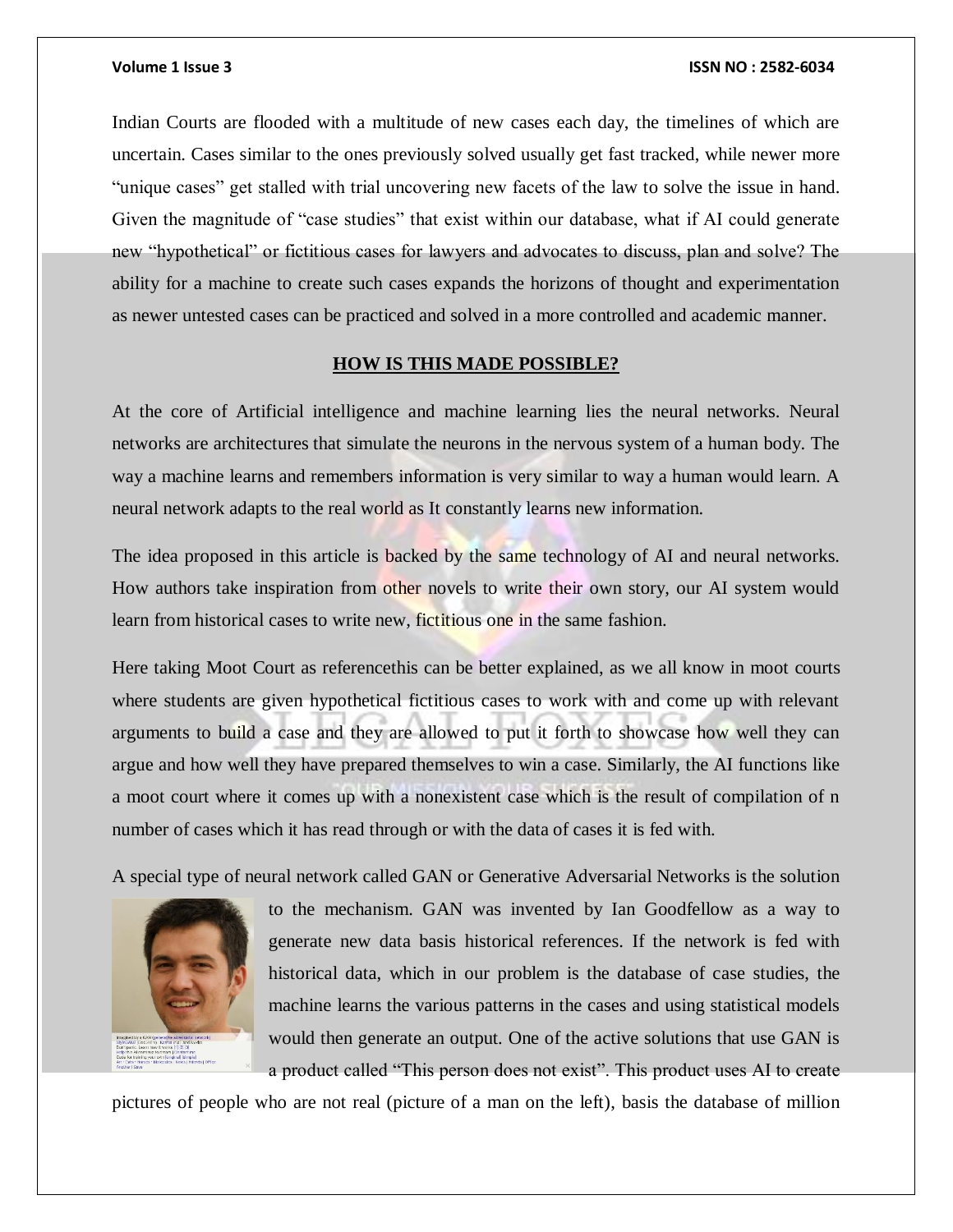Indian Courts are flooded with a multitude of new cases each day, the timelines of which are uncertain. Cases similar to the ones previously solved usually get fast tracked, while newer more "unique cases" get stalled with trial uncovering new facets of the law to solve the issue in hand. Given the magnitude of "case studies" that exist within our database, what if AI could generate new "hypothetical" or fictitious cases for lawyers and advocates to discuss, plan and solve? The ability for a machine to create such cases expands the horizons of thought and experimentation as newer untested cases can be practiced and solved in a more controlled and academic manner.

## HOW IS THIS MADE POSSIBLE?

At the core of Artificial intelligence and machine learning lies the neural networks. Neural networks are architectures that simulate the neurons in the nervous system of a human body. The way a machine learns and remembers information is very similar to way a human would learn. A neural network adapts to the real world as It constantly learns new information.

The idea proposed in this article is backed by the same technology of AI and neural networks. How authors take inspiration from other novels to write their own story, our AI system would learn from historical cases to write new, fictitious one in the same fashion.

Here taking Moot Court as referencethis can be better explained, as we all know in moot courts where students are given hypothetical fictitious cases to work with and come up with relevant arguments to build a case and they are allowed to put it forth to showcase how well they can argue and how well they have prepared themselves to win a case. Similarly, the AI functions like a moot court where it comes up with a nonexistent case which is the result of compilation of n number of cases which it has read through or with the data of cases it is fed with.

A special type of neural network called GAN or Generative Adversarial Networks is the solution to the mechanism. GAN was invented by Ian Goodfellow as a way to generate new data basis historical references. If the network is fed with historical data, which in our problem is the database of case studies, the machine learns the various patterns in the cases and using statistical models would then generate an output. One of the active solutions that use GAN is a product called "This person does not exist". This product uses AI to create pictures of people who are not real (picture of a man on the left), basis the database of million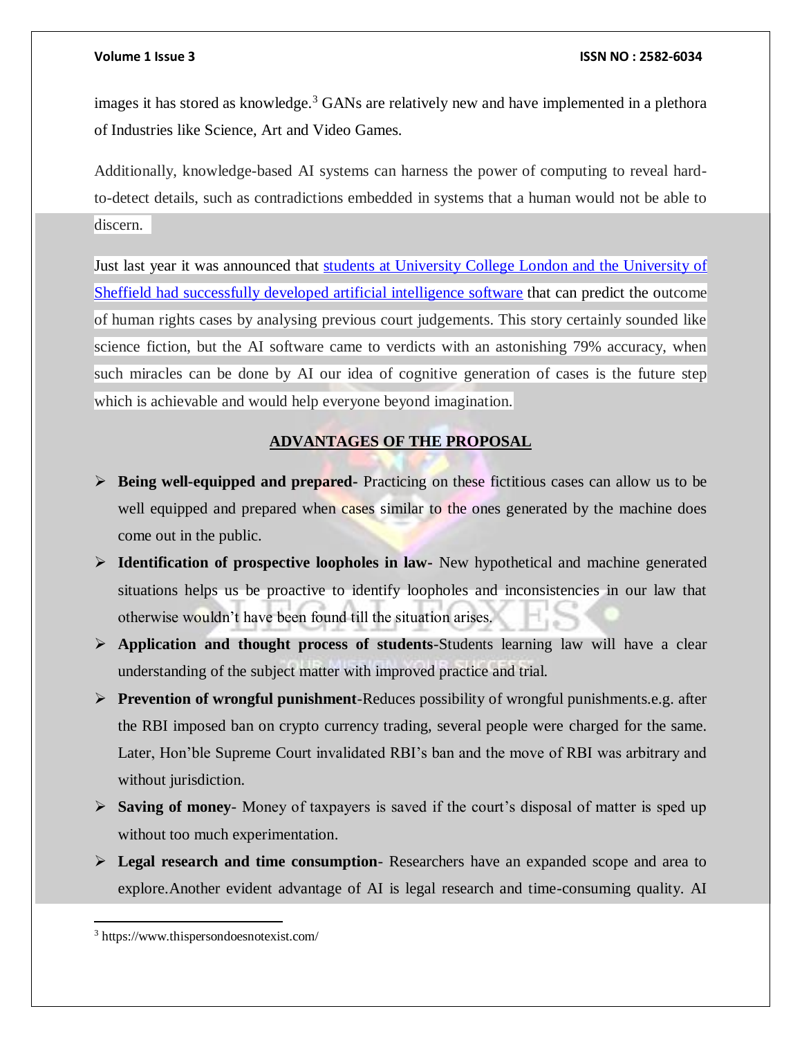images it has stored as knowledge.[3] GANs are relatively new and have implemented in a plethora of Industries like Science, Art and Video Games.

Additionally, knowledge-based AI systems can harness the power of computing to reveal hard-to-detect details, such as contradictions embedded in systems that a human would not be able to discern.

Just last year it was announced that [students at University College London and the University of Sheffield had successfully developed artificial intelligence software]() that can predict the outcome of human rights cases by analysing previous court judgements. This story certainly sounded like science fiction, but the AI software came to verdicts with an astonishing 79% accuracy, when such miracles can be done by AI our idea of cognitive generation of cases is the future step which is achievable and would help everyone beyond imagination.

## ADVANTAGES OF THE PROPOSAL

- **Being well-equipped and prepared**- Practicing on these fictitious cases can allow us to be well equipped and prepared when cases similar to the ones generated by the machine does come out in the public.
- **Identification of prospective loopholes in law-** New hypothetical and machine generated situations helps us be proactive to identify loopholes and inconsistencies in our law that otherwise wouldn't have been found till the situation arises.
- **Application and thought process of students**-Students learning law will have a clear understanding of the subject matter with improved practice and trial.
- **Prevention of wrongful punishment**-Reduces possibility of wrongful punishments.e.g. after the RBI imposed ban on crypto currency trading, several people were charged for the same. Later, Hon'ble Supreme Court invalidated RBI's ban and the move of RBI was arbitrary and without jurisdiction.
- **Saving of money**- Money of taxpayers is saved if the court's disposal of matter is sped up without too much experimentation.
- **Legal research and time consumption**- Researchers have an expanded scope and area to explore.Another evident advantage of AI is legal research and time-consuming quality. AI

[3] https://www.thispersondoesnotexist.com/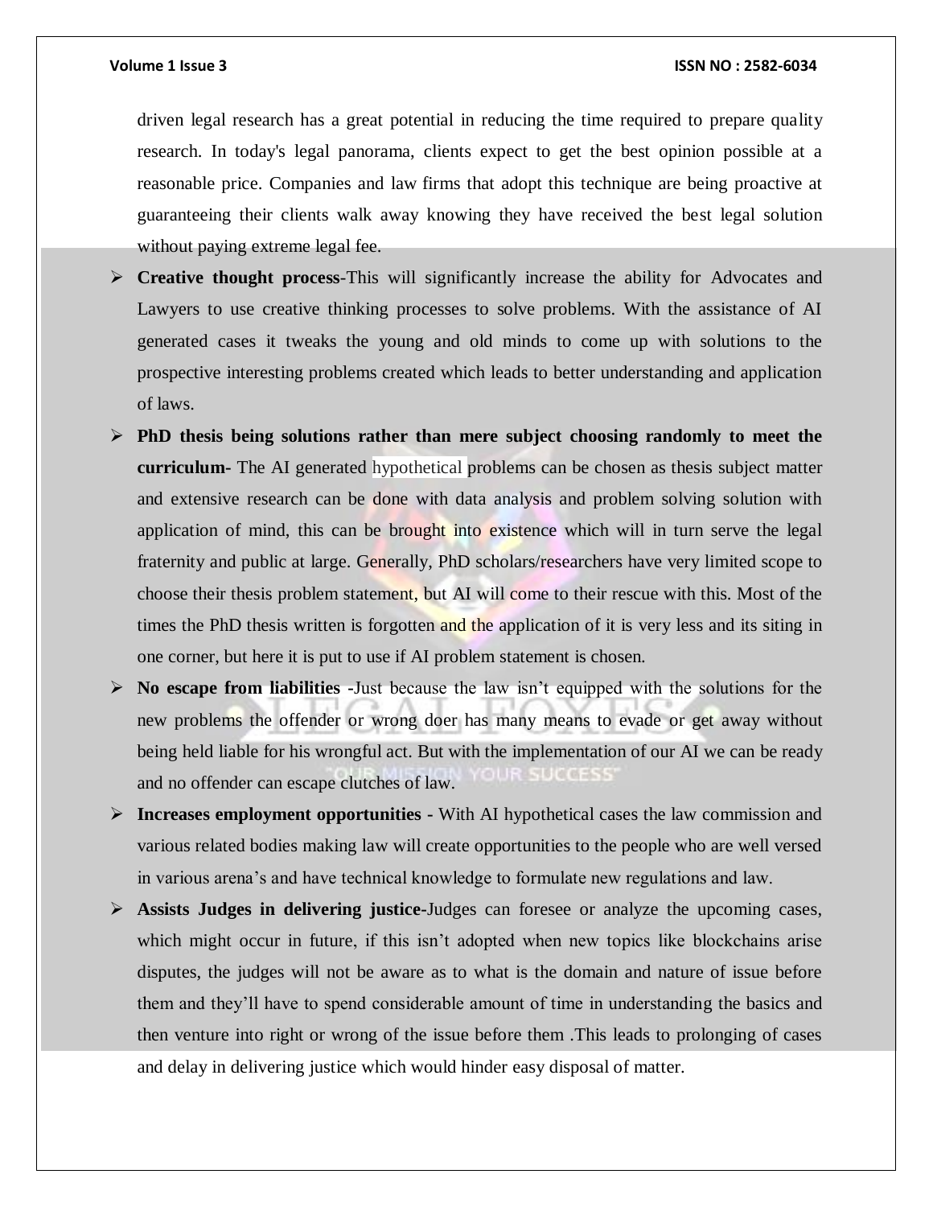driven legal research has a great potential in reducing the time required to prepare quality research. In today's legal panorama, clients expect to get the best opinion possible at a reasonable price. Companies and law firms that adopt this technique are being proactive at guaranteeing their clients walk away knowing they have received the best legal solution without paying extreme legal fee.

- **Creative thought process-**This will significantly increase the ability for Advocates and Lawyers to use creative thinking processes to solve problems. With the assistance of AI generated cases it tweaks the young and old minds to come up with solutions to the prospective interesting problems created which leads to better understanding and application of laws.
- **PhD thesis being solutions rather than mere subject choosing randomly to meet the curriculum-** The AI generated hypothetical problems can be chosen as thesis subject matter and extensive research can be done with data analysis and problem solving solution with application of mind, this can be brought into existence which will in turn serve the legal fraternity and public at large. Generally, PhD scholars/researchers have very limited scope to choose their thesis problem statement, but AI will come to their rescue with this. Most of the times the PhD thesis written is forgotten and the application of it is very less and its siting in one corner, but here it is put to use if AI problem statement is chosen.
- **No escape from liabilities** -Just because the law isn't equipped with the solutions for the new problems the offender or wrong doer has many means to evade or get away without being held liable for his wrongful act. But with the implementation of our AI we can be ready and no offender can escape clutches of law.
- **Increases employment opportunities -** With AI hypothetical cases the law commission and various related bodies making law will create opportunities to the people who are well versed in various arena's and have technical knowledge to formulate new regulations and law.
- **Assists Judges in delivering justice-**Judges can foresee or analyze the upcoming cases, which might occur in future, if this isn't adopted when new topics like blockchains arise disputes, the judges will not be aware as to what is the domain and nature of issue before them and they'll have to spend considerable amount of time in understanding the basics and then venture into right or wrong of the issue before them .This leads to prolonging of cases and delay in delivering justice which would hinder easy disposal of matter.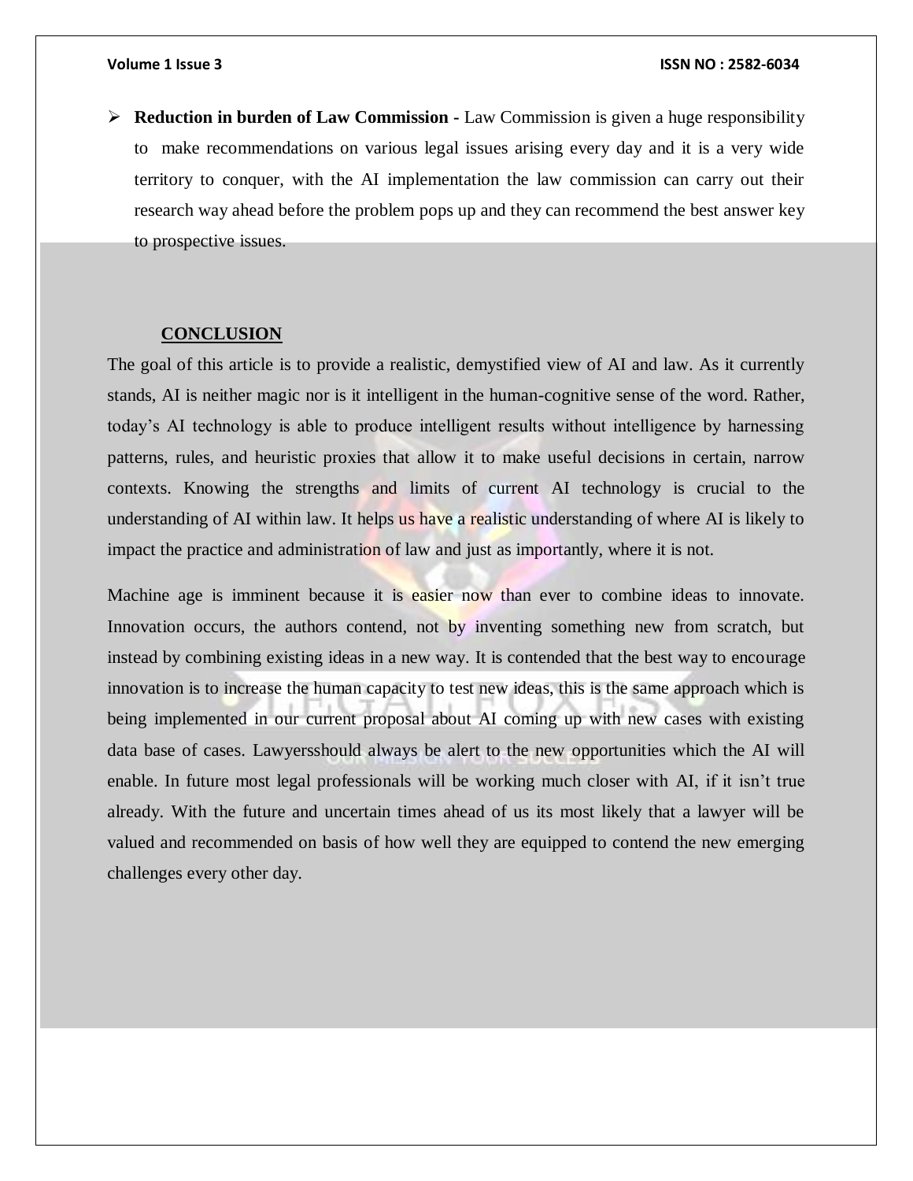- **Reduction in burden of Law Commission -** Law Commission is given a huge responsibility to make recommendations on various legal issues arising every day and it is a very wide territory to conquer, with the AI implementation the law commission can carry out their research way ahead before the problem pops up and they can recommend the best answer key to prospective issues.

## CONCLUSION

The goal of this article is to provide a realistic, demystified view of AI and law. As it currently stands, AI is neither magic nor is it intelligent in the human-cognitive sense of the word. Rather, today's AI technology is able to produce intelligent results without intelligence by harnessing patterns, rules, and heuristic proxies that allow it to make useful decisions in certain, narrow contexts. Knowing the strengths and limits of current AI technology is crucial to the understanding of AI within law. It helps us have a realistic understanding of where AI is likely to impact the practice and administration of law and just as importantly, where it is not.

Machine age is imminent because it is easier now than ever to combine ideas to innovate. Innovation occurs, the authors contend, not by inventing something new from scratch, but instead by combining existing ideas in a new way. It is contended that the best way to encourage innovation is to increase the human capacity to test new ideas, this is the same approach which is being implemented in our current proposal about AI coming up with new cases with existing data base of cases. Lawyersshould always be alert to the new opportunities which the AI will enable. In future most legal professionals will be working much closer with AI, if it isn't true already. With the future and uncertain times ahead of us its most likely that a lawyer will be valued and recommended on basis of how well they are equipped to contend the new emerging challenges every other day.